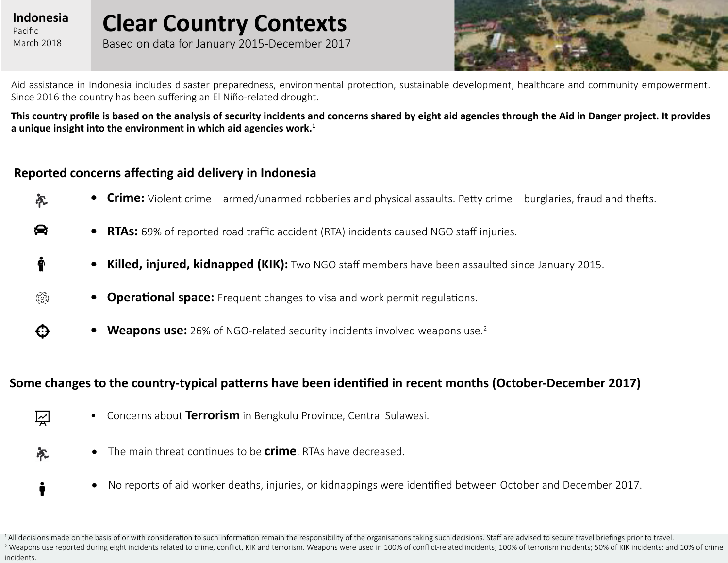**Indonesia**
Pacific
March 2018

# Clear Country Contexts

Based on data for January 2015-December 2017

Aid assistance in Indonesia includes disaster preparedness, environmental protection, sustainable development, healthcare and community empowerment. Since 2016 the country has been suffering an El Niño-related drought.

**This country profile is based on the analysis of security incidents and concerns shared by eight aid agencies through the Aid in Danger project. It provides a unique insight into the environment in which aid agencies work.[1]**

## Reported concerns affecting aid delivery in Indonesia

- **Crime:** Violent crime – armed/unarmed robberies and physical assaults. Petty crime – burglaries, fraud and thefts.
- **RTAs:** 69% of reported road traffic accident (RTA) incidents caused NGO staff injuries.
- **Killed, injured, kidnapped (KIK):** Two NGO staff members have been assaulted since January 2015.
- **Operational space:** Frequent changes to visa and work permit regulations.
- **Weapons use:** 26% of NGO-related security incidents involved weapons use.[2]

## Some changes to the country-typical patterns have been identified in recent months (October-December 2017)

- Concerns about **Terrorism** in Bengkulu Province, Central Sulawesi.
- The main threat continues to be **crime**. RTAs have decreased.
- No reports of aid worker deaths, injuries, or kidnappings were identified between October and December 2017.

[1] All decisions made on the basis of or with consideration to such information remain the responsibility of the organisations taking such decisions. Staff are advised to secure travel briefings prior to travel.
[2] Weapons use reported during eight incidents related to crime, conflict, KIK and terrorism. Weapons were used in 100% of conflict-related incidents; 100% of terrorism incidents; 50% of KIK incidents; and 10% of crime incidents.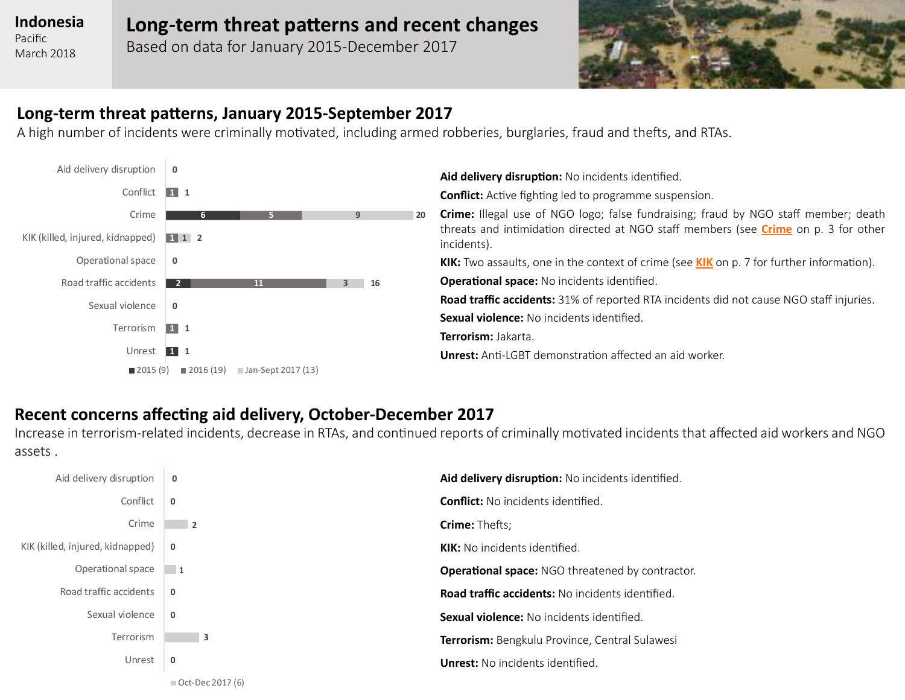**Indonesia**
Pacific
March 2018

# Long-term threat patterns and recent changes

Based on data for January 2015-December 2017

## Long-term threat patterns, January 2015-September 2017

A high number of incidents were criminally motivated, including armed robberies, burglaries, fraud and thefts, and RTAs.

| Category | 2015 (9) | 2016 (19) | Jan-Sept 2017 (13) | Total |
|---|---|---|---|---|
| Aid delivery disruption | | | | 0 |
| Conflict | | 1 | | 1 |
| Crime | 6 | 5 | 9 | 20 |
| KIK (killed, injured, kidnapped) | | 1 | 1 | 2 |
| Operational space | | | | 0 |
| Road traffic accidents | 2 | 11 | 3 | 16 |
| Sexual violence | | | | 0 |
| Terrorism | | 1 | | 1 |
| Unrest | 1 | | | 1 |

**Aid delivery disruption:** No incidents identified.

**Conflict:** Active fighting led to programme suspension.

**Crime:** Illegal use of NGO logo; false fundraising; fraud by NGO staff member; death threats and intimidation directed at NGO staff members (see **Crime** on p. 3 for other incidents).

**KIK:** Two assaults, one in the context of crime (see **KIK** on p. 7 for further information).

**Operational space:** No incidents identified.

**Road traffic accidents:** 31% of reported RTA incidents did not cause NGO staff injuries.

**Sexual violence:** No incidents identified.

**Terrorism:** Jakarta.

**Unrest:** Anti-LGBT demonstration affected an aid worker.

## Recent concerns affecting aid delivery, October-December 2017

Increase in terrorism-related incidents, decrease in RTAs, and continued reports of criminally motivated incidents that affected aid workers and NGO assets .

| Category | Oct-Dec 2017 (6) |
|---|---|
| Aid delivery disruption | 0 |
| Conflict | 0 |
| Crime | 2 |
| KIK (killed, injured, kidnapped) | 0 |
| Operational space | 1 |
| Road traffic accidents | 0 |
| Sexual violence | 0 |
| Terrorism | 3 |
| Unrest | 0 |

**Aid delivery disruption:** No incidents identified.

**Conflict:** No incidents identified.

**Crime:** Thefts;

**KIK:** No incidents identified.

**Operational space:** NGO threatened by contractor.

**Road traffic accidents:** No incidents identified.

**Sexual violence:** No incidents identified.

**Terrorism:** Bengkulu Province, Central Sulawesi

**Unrest:** No incidents identified.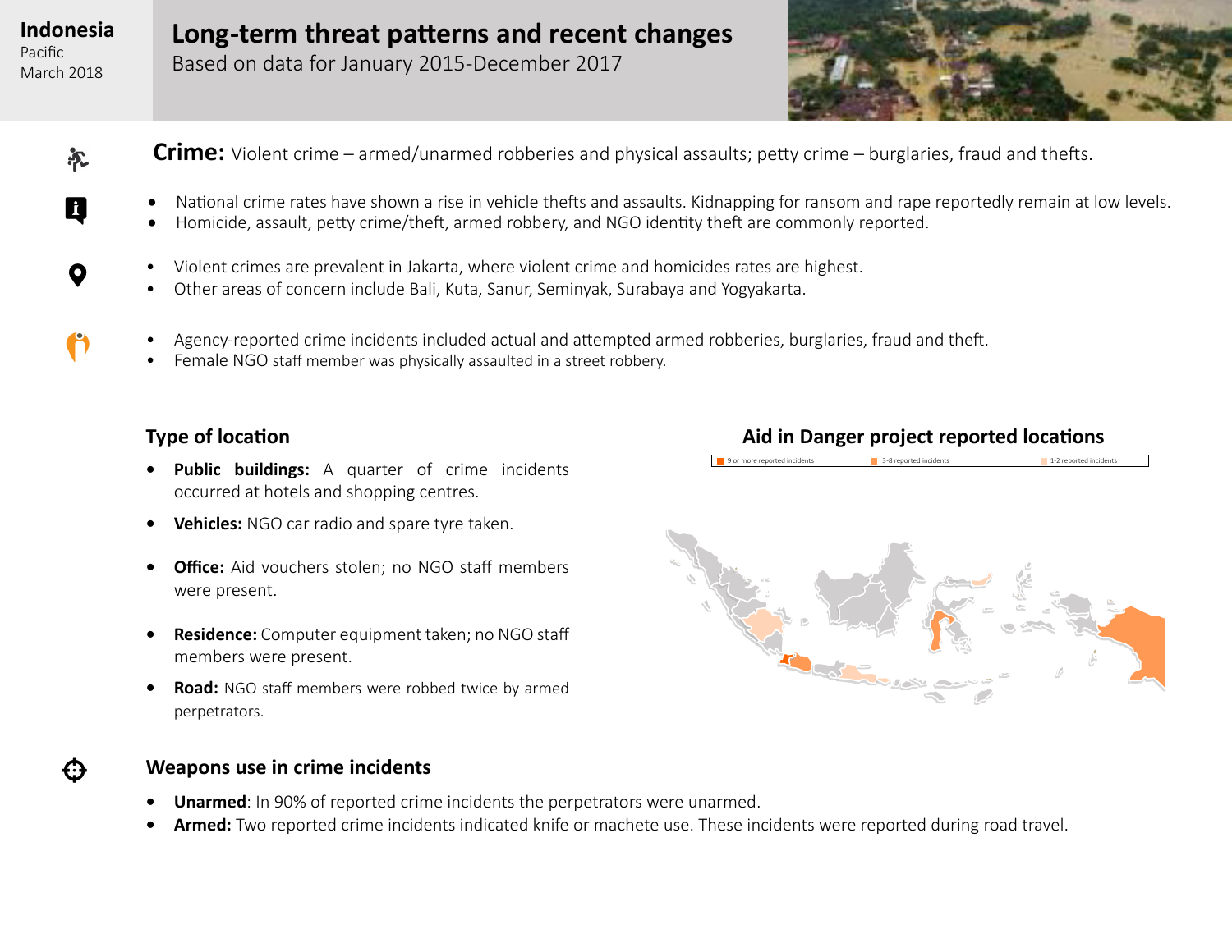# Indonesia

Pacific
March 2018

## Long-term threat patterns and recent changes

Based on data for January 2015-December 2017

**Crime:** Violent crime – armed/unarmed robberies and physical assaults; petty crime – burglaries, fraud and thefts.

- National crime rates have shown a rise in vehicle thefts and assaults. Kidnapping for ransom and rape reportedly remain at low levels.
- Homicide, assault, petty crime/theft, armed robbery, and NGO identity theft are commonly reported.

- Violent crimes are prevalent in Jakarta, where violent crime and homicides rates are highest.
- Other areas of concern include Bali, Kuta, Sanur, Seminyak, Surabaya and Yogyakarta.

- Agency-reported crime incidents included actual and attempted armed robberies, burglaries, fraud and theft.
- Female NGO staff member was physically assaulted in a street robbery.

### Type of location

- **Public buildings:** A quarter of crime incidents occurred at hotels and shopping centres.
- **Vehicles:** NGO car radio and spare tyre taken.
- **Office:** Aid vouchers stolen; no NGO staff members were present.
- **Residence:** Computer equipment taken; no NGO staff members were present.
- **Road:** NGO staff members were robbed twice by armed perpetrators.

### Aid in Danger project reported locations

9 or more reported incidents | 3-8 reported incidents | 1-2 reported incidents

### Weapons use in crime incidents

- **Unarmed**: In 90% of reported crime incidents the perpetrators were unarmed.
- **Armed:** Two reported crime incidents indicated knife or machete use. These incidents were reported during road travel.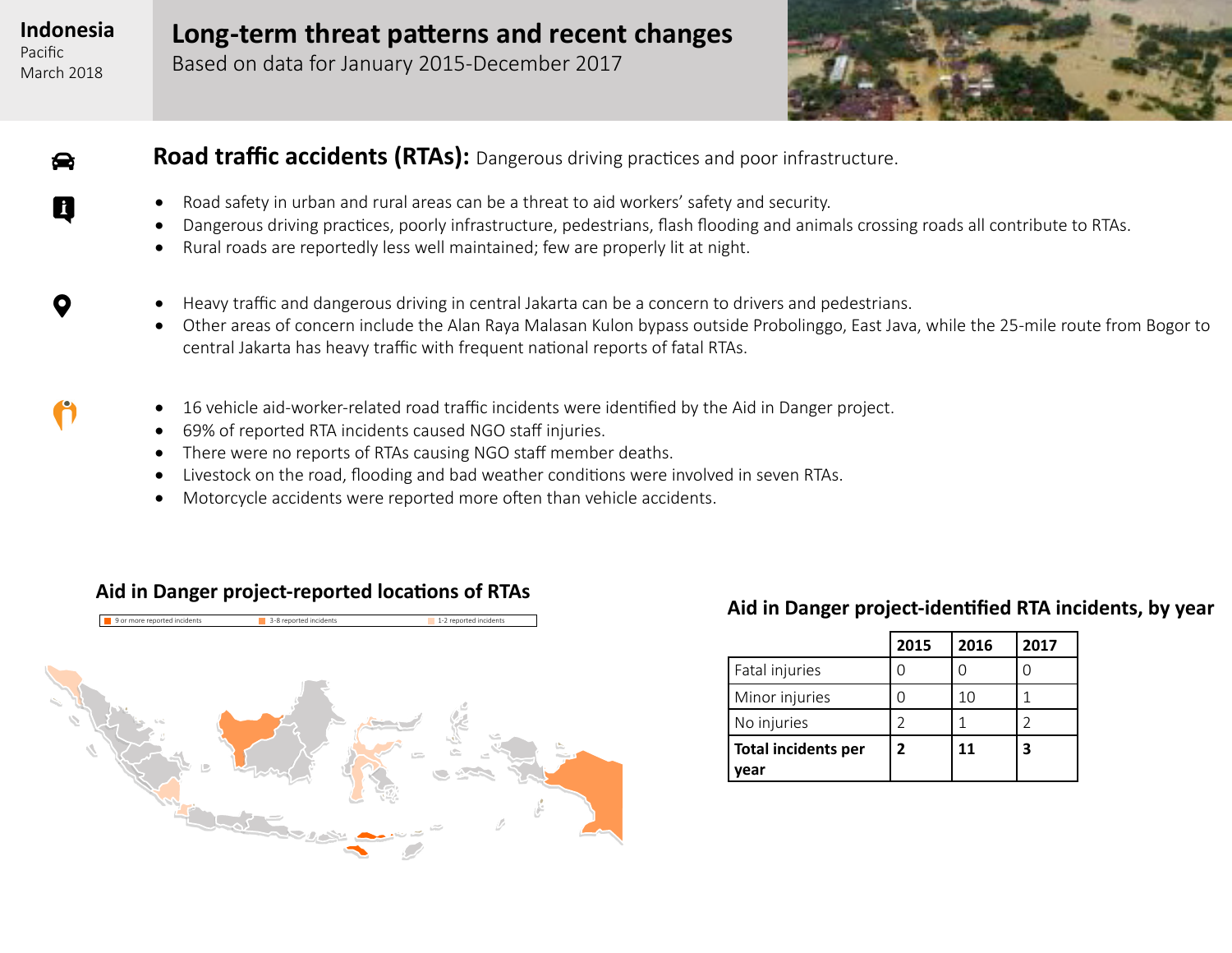**Indonesia**
Pacific
March 2018

# Long-term threat patterns and recent changes

Based on data for January 2015-December 2017

## Road traffic accidents (RTAs): Dangerous driving practices and poor infrastructure.

- Road safety in urban and rural areas can be a threat to aid workers' safety and security.
- Dangerous driving practices, poorly infrastructure, pedestrians, flash flooding and animals crossing roads all contribute to RTAs.
- Rural roads are reportedly less well maintained; few are properly lit at night.

- Heavy traffic and dangerous driving in central Jakarta can be a concern to drivers and pedestrians.
- Other areas of concern include the Alan Raya Malasan Kulon bypass outside Probolinggo, East Java, while the 25-mile route from Bogor to central Jakarta has heavy traffic with frequent national reports of fatal RTAs.

- 16 vehicle aid-worker-related road traffic incidents were identified by the Aid in Danger project.
- 69% of reported RTA incidents caused NGO staff injuries.
- There were no reports of RTAs causing NGO staff member deaths.
- Livestock on the road, flooding and bad weather conditions were involved in seven RTAs.
- Motorcycle accidents were reported more often than vehicle accidents.

### Aid in Danger project-reported locations of RTAs

9 or more reported incidents | 3-8 reported incidents | 1-2 reported incidents

### Aid in Danger project-identified RTA incidents, by year

| | 2015 | 2016 | 2017 |
|---|---|---|---|
| Fatal injuries | 0 | 0 | 0 |
| Minor injuries | 0 | 10 | 1 |
| No injuries | 2 | 1 | 2 |
| **Total incidents per year** | **2** | **11** | **3** |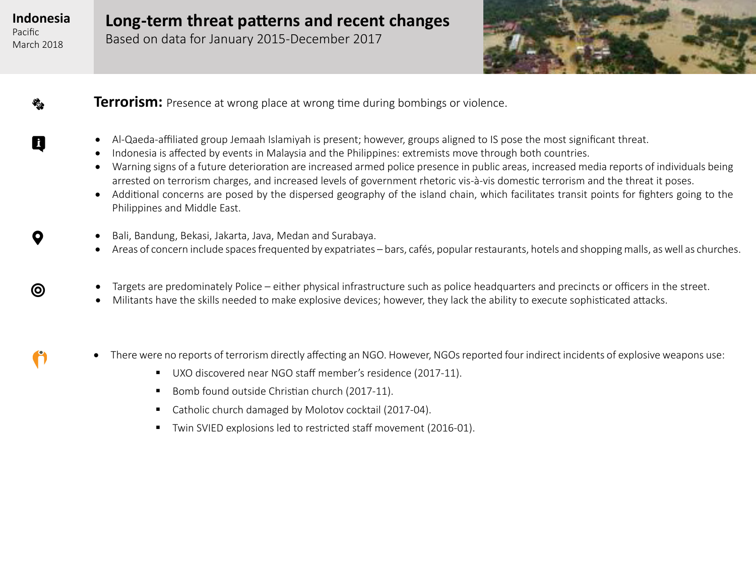**Indonesia**
Pacific
March 2018

# Long-term threat patterns and recent changes

Based on data for January 2015-December 2017

**Terrorism:** Presence at wrong place at wrong time during bombings or violence.

- Al-Qaeda-affiliated group Jemaah Islamiyah is present; however, groups aligned to IS pose the most significant threat.
- Indonesia is affected by events in Malaysia and the Philippines: extremists move through both countries.
- Warning signs of a future deterioration are increased armed police presence in public areas, increased media reports of individuals being arrested on terrorism charges, and increased levels of government rhetoric vis-à-vis domestic terrorism and the threat it poses.
- Additional concerns are posed by the dispersed geography of the island chain, which facilitates transit points for fighters going to the Philippines and Middle East.

- Bali, Bandung, Bekasi, Jakarta, Java, Medan and Surabaya.
- Areas of concern include spaces frequented by expatriates – bars, cafés, popular restaurants, hotels and shopping malls, as well as churches.

- Targets are predominately Police – either physical infrastructure such as police headquarters and precincts or officers in the street.
- Militants have the skills needed to make explosive devices; however, they lack the ability to execute sophisticated attacks.

- There were no reports of terrorism directly affecting an NGO. However, NGOs reported four indirect incidents of explosive weapons use:
  - UXO discovered near NGO staff member's residence (2017-11).
  - Bomb found outside Christian church (2017-11).
  - Catholic church damaged by Molotov cocktail (2017-04).
  - Twin SVIED explosions led to restricted staff movement (2016-01).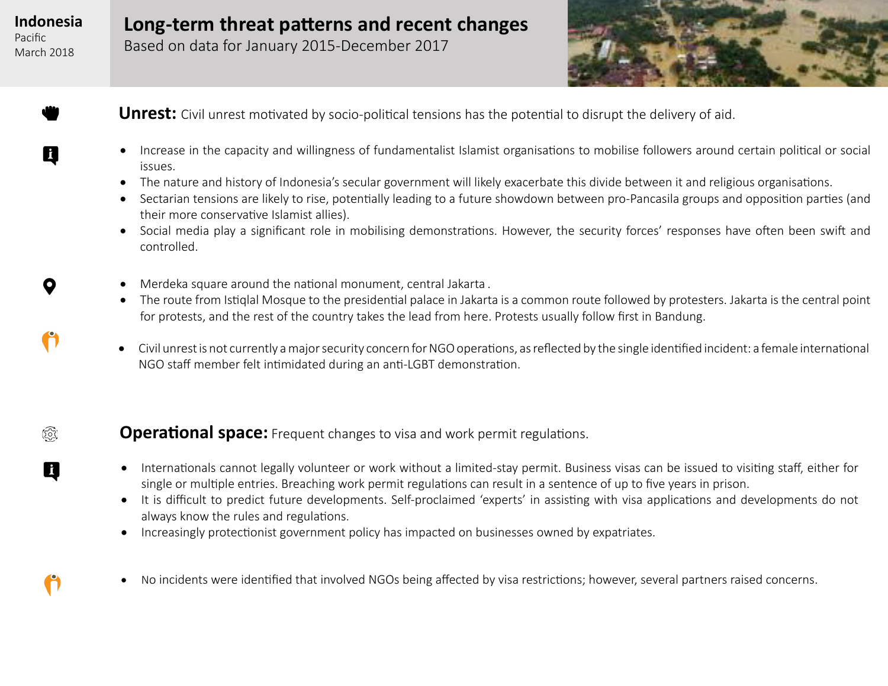**Indonesia**
Pacific
March 2018

# Long-term threat patterns and recent changes

Based on data for January 2015-December 2017

**Unrest:** Civil unrest motivated by socio-political tensions has the potential to disrupt the delivery of aid.

- Increase in the capacity and willingness of fundamentalist Islamist organisations to mobilise followers around certain political or social issues.
- The nature and history of Indonesia's secular government will likely exacerbate this divide between it and religious organisations.
- Sectarian tensions are likely to rise, potentially leading to a future showdown between pro-Pancasila groups and opposition parties (and their more conservative Islamist allies).
- Social media play a significant role in mobilising demonstrations. However, the security forces' responses have often been swift and controlled.

- Merdeka square around the national monument, central Jakarta .
- The route from Istiqlal Mosque to the presidential palace in Jakarta is a common route followed by protesters. Jakarta is the central point for protests, and the rest of the country takes the lead from here. Protests usually follow first in Bandung.

- Civil unrest is not currently a major security concern for NGO operations, as reflected by the single identified incident: a female international NGO staff member felt intimidated during an anti-LGBT demonstration.

**Operational space:** Frequent changes to visa and work permit regulations.

- Internationals cannot legally volunteer or work without a limited-stay permit. Business visas can be issued to visiting staff, either for single or multiple entries. Breaching work permit regulations can result in a sentence of up to five years in prison.
- It is difficult to predict future developments. Self-proclaimed 'experts' in assisting with visa applications and developments do not always know the rules and regulations.
- Increasingly protectionist government policy has impacted on businesses owned by expatriates.

- No incidents were identified that involved NGOs being affected by visa restrictions; however, several partners raised concerns.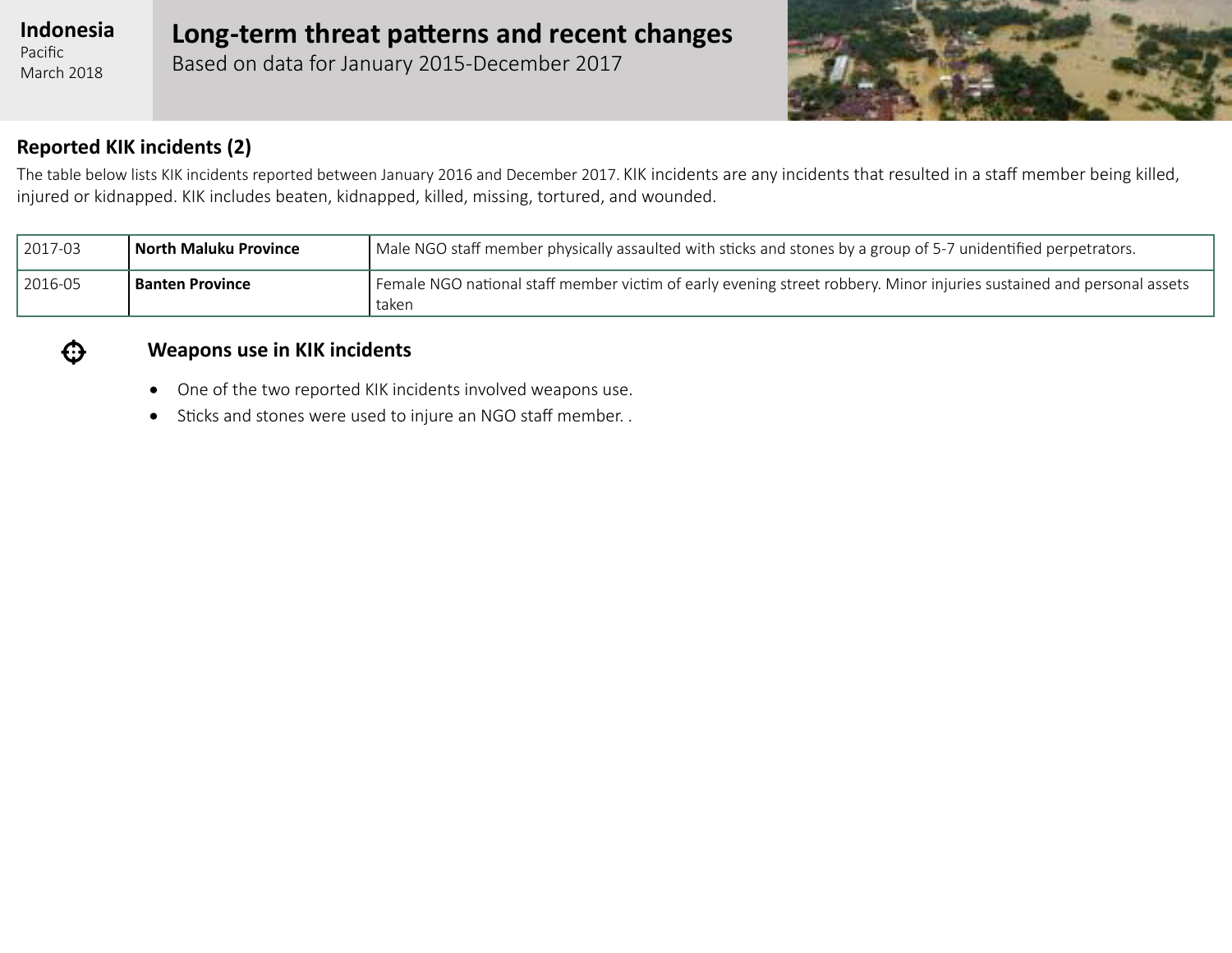**Indonesia**
Pacific
March 2018

# Long-term threat patterns and recent changes

Based on data for January 2015-December 2017

## Reported KIK incidents (2)

The table below lists KIK incidents reported between January 2016 and December 2017. KIK incidents are any incidents that resulted in a staff member being killed, injured or kidnapped. KIK includes beaten, kidnapped, killed, missing, tortured, and wounded.

| | | |
|---|---|---|
| 2017-03 | **North Maluku Province** | Male NGO staff member physically assaulted with sticks and stones by a group of 5-7 unidentified perpetrators. |
| 2016-05 | **Banten Province** | Female NGO national staff member victim of early evening street robbery. Minor injuries sustained and personal assets taken |

### Weapons use in KIK incidents

- One of the two reported KIK incidents involved weapons use.
- Sticks and stones were used to injure an NGO staff member. .